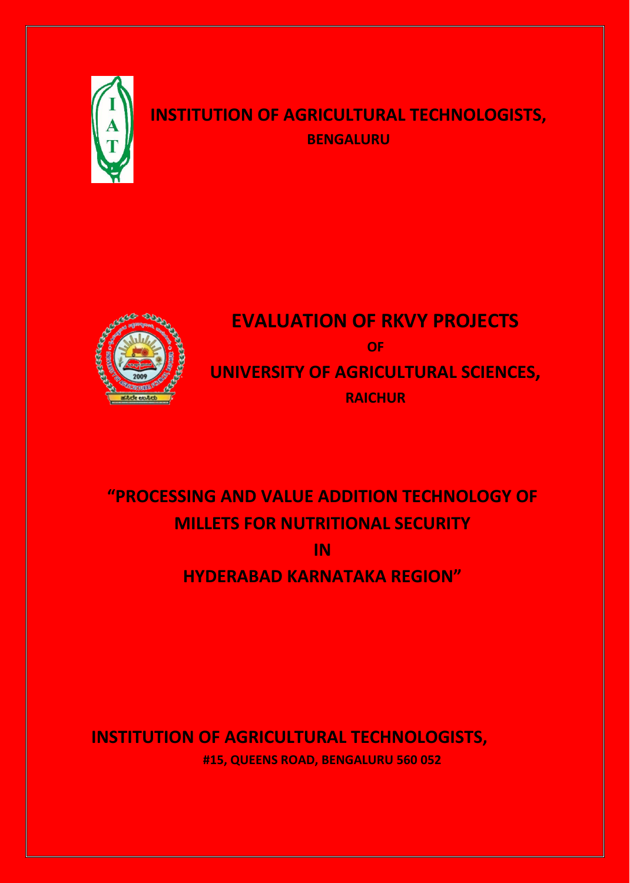# INSTITUTION OF AGRICULTURAL TECHNOLOGISTS, BENGALURU

# EVALUATION OF RKVY PROJECTS

**OF**

# UNIVERSITY OF AGRICULTURAL SCIENCES, RAICHUR

## "PROCESSING AND VALUE ADDITION TECHNOLOGY OF MILLETS FOR NUTRITIONAL SECURITY IN HYDERABAD KARNATAKA REGION"

**INSTITUTION OF AGRICULTURAL TECHNOLOGISTS,**

**#15, QUEENS ROAD, BENGALURU 560 052**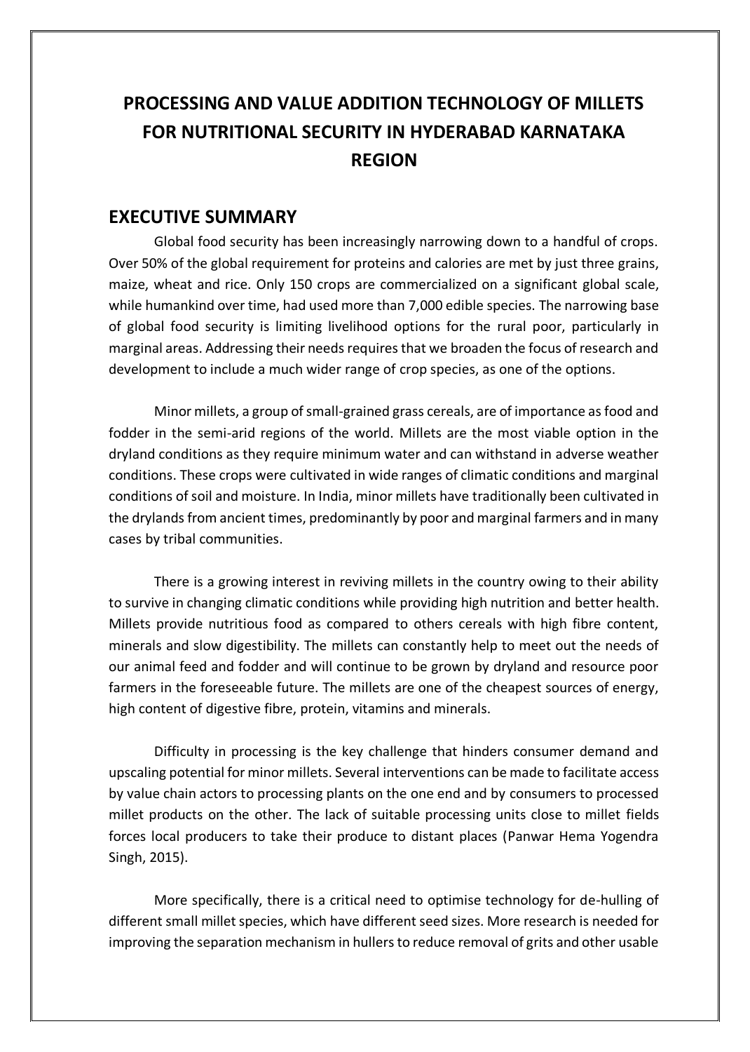# PROCESSING AND VALUE ADDITION TECHNOLOGY OF MILLETS FOR NUTRITIONAL SECURITY IN HYDERABAD KARNATAKA REGION

## EXECUTIVE SUMMARY

Global food security has been increasingly narrowing down to a handful of crops. Over 50% of the global requirement for proteins and calories are met by just three grains, maize, wheat and rice. Only 150 crops are commercialized on a significant global scale, while humankind over time, had used more than 7,000 edible species. The narrowing base of global food security is limiting livelihood options for the rural poor, particularly in marginal areas. Addressing their needs requires that we broaden the focus of research and development to include a much wider range of crop species, as one of the options.

Minor millets, a group of small-grained grass cereals, are of importance as food and fodder in the semi-arid regions of the world. Millets are the most viable option in the dryland conditions as they require minimum water and can withstand in adverse weather conditions. These crops were cultivated in wide ranges of climatic conditions and marginal conditions of soil and moisture. In India, minor millets have traditionally been cultivated in the drylands from ancient times, predominantly by poor and marginal farmers and in many cases by tribal communities.

There is a growing interest in reviving millets in the country owing to their ability to survive in changing climatic conditions while providing high nutrition and better health. Millets provide nutritious food as compared to others cereals with high fibre content, minerals and slow digestibility. The millets can constantly help to meet out the needs of our animal feed and fodder and will continue to be grown by dryland and resource poor farmers in the foreseeable future. The millets are one of the cheapest sources of energy, high content of digestive fibre, protein, vitamins and minerals.

Difficulty in processing is the key challenge that hinders consumer demand and upscaling potential for minor millets. Several interventions can be made to facilitate access by value chain actors to processing plants on the one end and by consumers to processed millet products on the other. The lack of suitable processing units close to millet fields forces local producers to take their produce to distant places (Panwar Hema Yogendra Singh, 2015).

More specifically, there is a critical need to optimise technology for de-hulling of different small millet species, which have different seed sizes. More research is needed for improving the separation mechanism in hullers to reduce removal of grits and other usable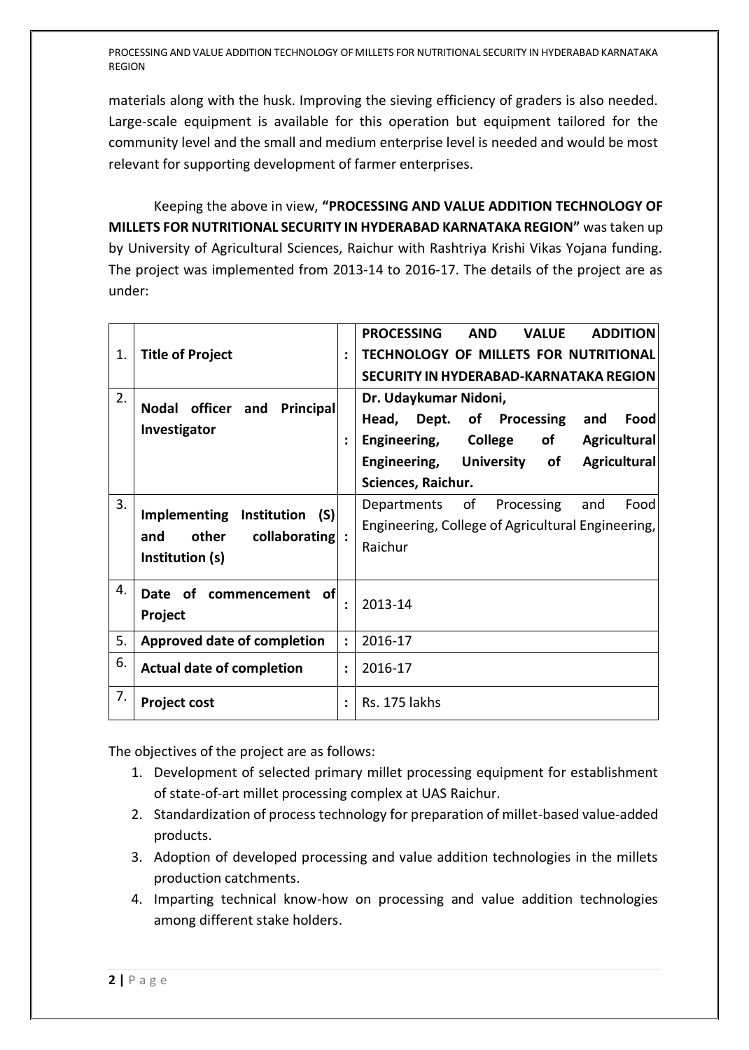materials along with the husk. Improving the sieving efficiency of graders is also needed. Large-scale equipment is available for this operation but equipment tailored for the community level and the small and medium enterprise level is needed and would be most relevant for supporting development of farmer enterprises.

Keeping the above in view, **"PROCESSING AND VALUE ADDITION TECHNOLOGY OF MILLETS FOR NUTRITIONAL SECURITY IN HYDERABAD KARNATAKA REGION"** was taken up by University of Agricultural Sciences, Raichur with Rashtriya Krishi Vikas Yojana funding. The project was implemented from 2013-14 to 2016-17. The details of the project are as under:

| | | | |
|---|---|---|---|
| 1. | **Title of Project** | : | **PROCESSING AND VALUE ADDITION TECHNOLOGY OF MILLETS FOR NUTRITIONAL SECURITY IN HYDERABAD-KARNATAKA REGION** |
| 2. | **Nodal officer and Principal Investigator** | : | **Dr. Udaykumar Nidoni, Head, Dept. of Processing and Food Engineering, College of Agricultural Engineering, University of Agricultural Sciences, Raichur.** |
| 3. | **Implementing Institution (S) and other collaborating Institution (s)** | : | Departments of Processing and Food Engineering, College of Agricultural Engineering, Raichur |
| 4. | **Date of commencement of Project** | : | 2013-14 |
| 5. | **Approved date of completion** | : | 2016-17 |
| 6. | **Actual date of completion** | : | 2016-17 |
| 7. | **Project cost** | : | Rs. 175 lakhs |

The objectives of the project are as follows:

1. Development of selected primary millet processing equipment for establishment of state-of-art millet processing complex at UAS Raichur.
2. Standardization of process technology for preparation of millet-based value-added products.
3. Adoption of developed processing and value addition technologies in the millets production catchments.
4. Imparting technical know-how on processing and value addition technologies among different stake holders.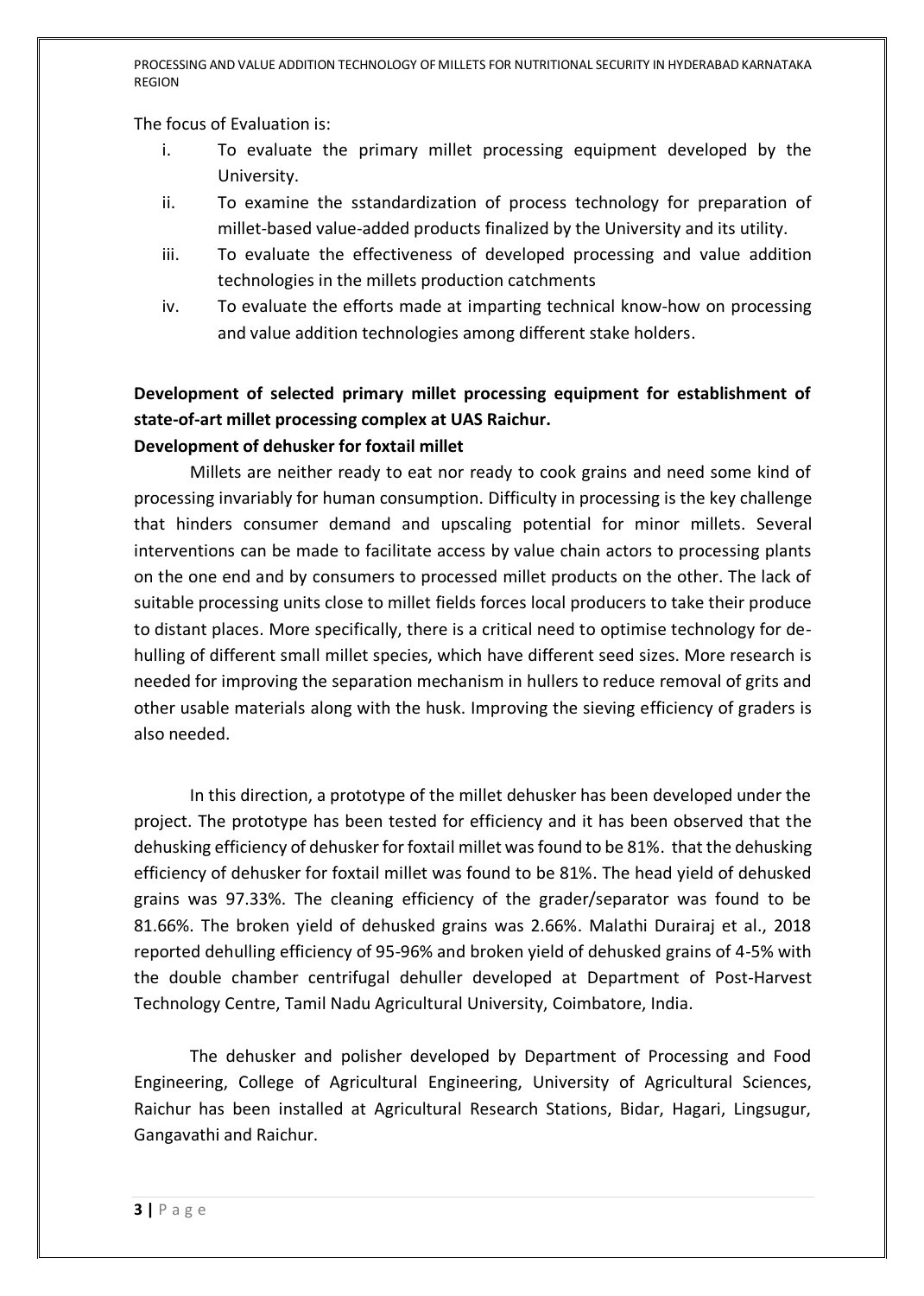The focus of Evaluation is:

i. To evaluate the primary millet processing equipment developed by the University.
ii. To examine the sstandardization of process technology for preparation of millet-based value-added products finalized by the University and its utility.
iii. To evaluate the effectiveness of developed processing and value addition technologies in the millets production catchments
iv. To evaluate the efforts made at imparting technical know-how on processing and value addition technologies among different stake holders.

**Development of selected primary millet processing equipment for establishment of state-of-art millet processing complex at UAS Raichur.**

**Development of dehusker for foxtail millet**

Millets are neither ready to eat nor ready to cook grains and need some kind of processing invariably for human consumption. Difficulty in processing is the key challenge that hinders consumer demand and upscaling potential for minor millets. Several interventions can be made to facilitate access by value chain actors to processing plants on the one end and by consumers to processed millet products on the other. The lack of suitable processing units close to millet fields forces local producers to take their produce to distant places. More specifically, there is a critical need to optimise technology for de-hulling of different small millet species, which have different seed sizes. More research is needed for improving the separation mechanism in hullers to reduce removal of grits and other usable materials along with the husk. Improving the sieving efficiency of graders is also needed.

In this direction, a prototype of the millet dehusker has been developed under the project. The prototype has been tested for efficiency and it has been observed that the dehusking efficiency of dehusker for foxtail millet was found to be 81%. that the dehusking efficiency of dehusker for foxtail millet was found to be 81%. The head yield of dehusked grains was 97.33%. The cleaning efficiency of the grader/separator was found to be 81.66%. The broken yield of dehusked grains was 2.66%. Malathi Durairaj et al., 2018 reported dehulling efficiency of 95-96% and broken yield of dehusked grains of 4-5% with the double chamber centrifugal dehuller developed at Department of Post-Harvest Technology Centre, Tamil Nadu Agricultural University, Coimbatore, India.

The dehusker and polisher developed by Department of Processing and Food Engineering, College of Agricultural Engineering, University of Agricultural Sciences, Raichur has been installed at Agricultural Research Stations, Bidar, Hagari, Lingsugur, Gangavathi and Raichur.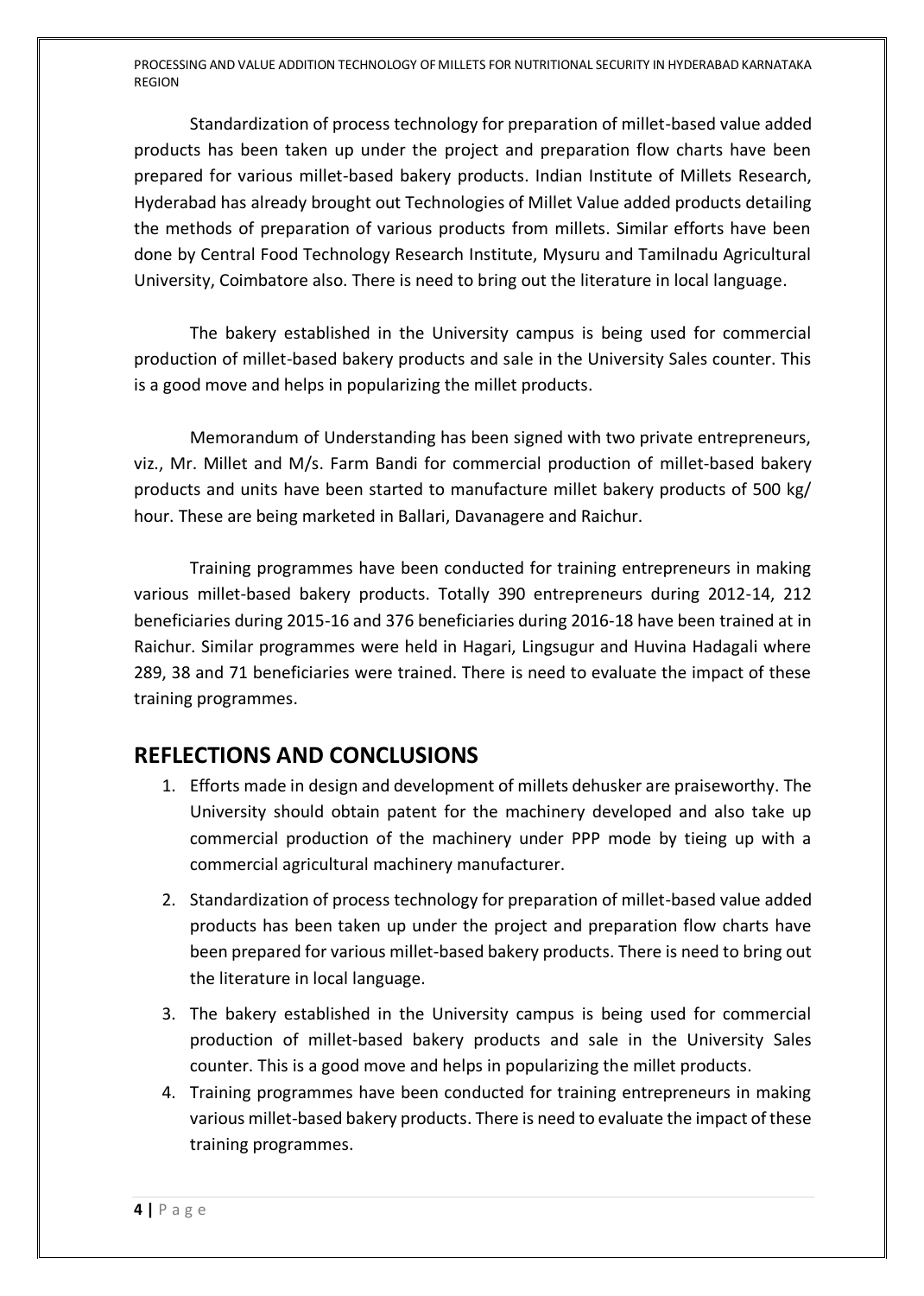Standardization of process technology for preparation of millet-based value added products has been taken up under the project and preparation flow charts have been prepared for various millet-based bakery products. Indian Institute of Millets Research, Hyderabad has already brought out Technologies of Millet Value added products detailing the methods of preparation of various products from millets. Similar efforts have been done by Central Food Technology Research Institute, Mysuru and Tamilnadu Agricultural University, Coimbatore also. There is need to bring out the literature in local language.

The bakery established in the University campus is being used for commercial production of millet-based bakery products and sale in the University Sales counter. This is a good move and helps in popularizing the millet products.

Memorandum of Understanding has been signed with two private entrepreneurs, viz., Mr. Millet and M/s. Farm Bandi for commercial production of millet-based bakery products and units have been started to manufacture millet bakery products of 500 kg/ hour. These are being marketed in Ballari, Davanagere and Raichur.

Training programmes have been conducted for training entrepreneurs in making various millet-based bakery products. Totally 390 entrepreneurs during 2012-14, 212 beneficiaries during 2015-16 and 376 beneficiaries during 2016-18 have been trained at in Raichur. Similar programmes were held in Hagari, Lingsugur and Huvina Hadagali where 289, 38 and 71 beneficiaries were trained. There is need to evaluate the impact of these training programmes.

## REFLECTIONS AND CONCLUSIONS

1. Efforts made in design and development of millets dehusker are praiseworthy. The University should obtain patent for the machinery developed and also take up commercial production of the machinery under PPP mode by tieing up with a commercial agricultural machinery manufacturer.
2. Standardization of process technology for preparation of millet-based value added products has been taken up under the project and preparation flow charts have been prepared for various millet-based bakery products. There is need to bring out the literature in local language.
3. The bakery established in the University campus is being used for commercial production of millet-based bakery products and sale in the University Sales counter. This is a good move and helps in popularizing the millet products.
4. Training programmes have been conducted for training entrepreneurs in making various millet-based bakery products. There is need to evaluate the impact of these training programmes.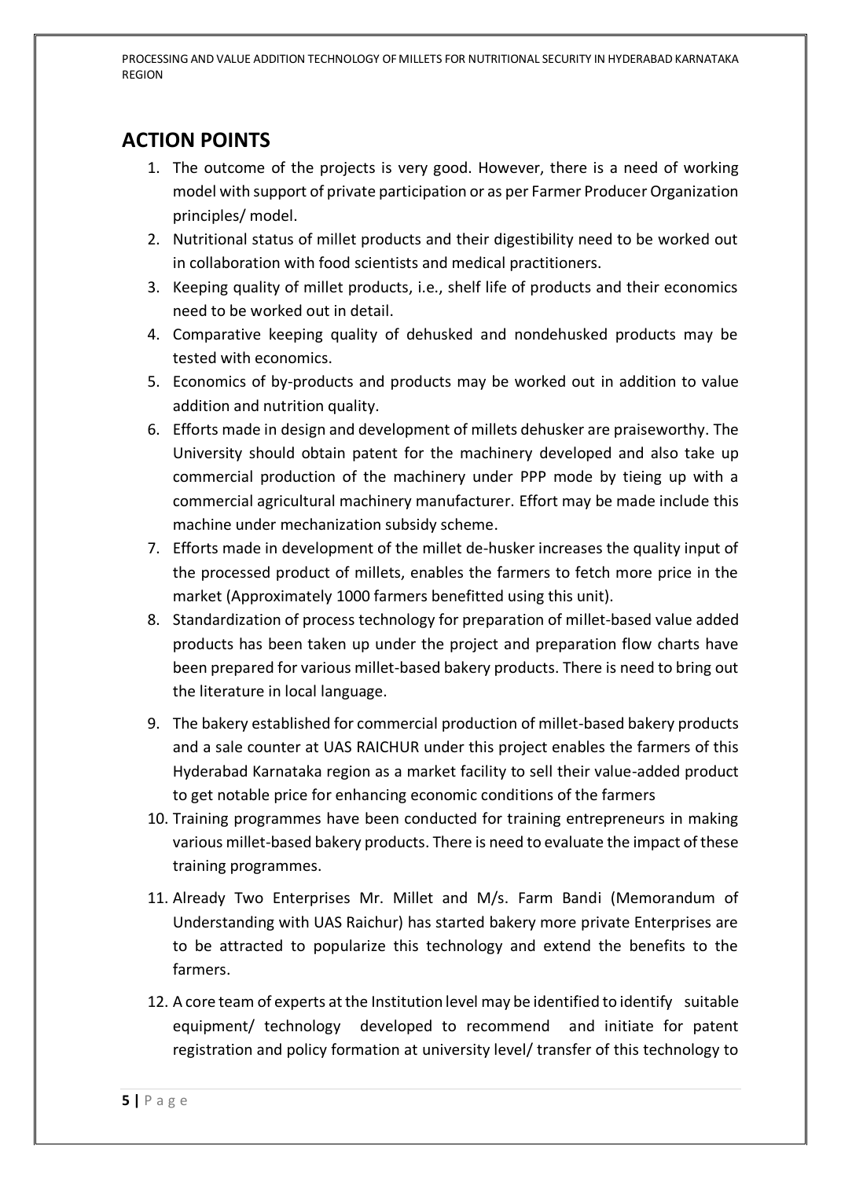## ACTION POINTS

1. The outcome of the projects is very good. However, there is a need of working model with support of private participation or as per Farmer Producer Organization principles/ model.
2. Nutritional status of millet products and their digestibility need to be worked out in collaboration with food scientists and medical practitioners.
3. Keeping quality of millet products, i.e., shelf life of products and their economics need to be worked out in detail.
4. Comparative keeping quality of dehusked and nondehusked products may be tested with economics.
5. Economics of by-products and products may be worked out in addition to value addition and nutrition quality.
6. Efforts made in design and development of millets dehusker are praiseworthy. The University should obtain patent for the machinery developed and also take up commercial production of the machinery under PPP mode by tieing up with a commercial agricultural machinery manufacturer. Effort may be made include this machine under mechanization subsidy scheme.
7. Efforts made in development of the millet de-husker increases the quality input of the processed product of millets, enables the farmers to fetch more price in the market (Approximately 1000 farmers benefitted using this unit).
8. Standardization of process technology for preparation of millet-based value added products has been taken up under the project and preparation flow charts have been prepared for various millet-based bakery products. There is need to bring out the literature in local language.
9. The bakery established for commercial production of millet-based bakery products and a sale counter at UAS RAICHUR under this project enables the farmers of this Hyderabad Karnataka region as a market facility to sell their value-added product to get notable price for enhancing economic conditions of the farmers
10. Training programmes have been conducted for training entrepreneurs in making various millet-based bakery products. There is need to evaluate the impact of these training programmes.
11. Already Two Enterprises Mr. Millet and M/s. Farm Bandi (Memorandum of Understanding with UAS Raichur) has started bakery more private Enterprises are to be attracted to popularize this technology and extend the benefits to the farmers.
12. A core team of experts at the Institution level may be identified to identify suitable equipment/ technology developed to recommend and initiate for patent registration and policy formation at university level/ transfer of this technology to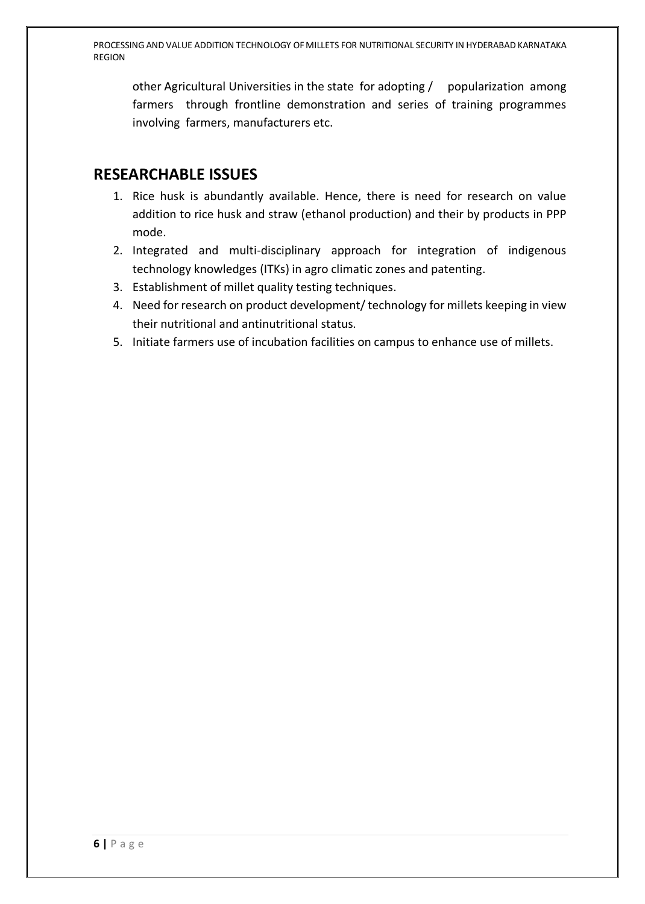other Agricultural Universities in the state for adopting / popularization among farmers through frontline demonstration and series of training programmes involving farmers, manufacturers etc.

## RESEARCHABLE ISSUES

1. Rice husk is abundantly available. Hence, there is need for research on value addition to rice husk and straw (ethanol production) and their by products in PPP mode.
2. Integrated and multi-disciplinary approach for integration of indigenous technology knowledges (ITKs) in agro climatic zones and patenting.
3. Establishment of millet quality testing techniques.
4. Need for research on product development/ technology for millets keeping in view their nutritional and antinutritional status.
5. Initiate farmers use of incubation facilities on campus to enhance use of millets.